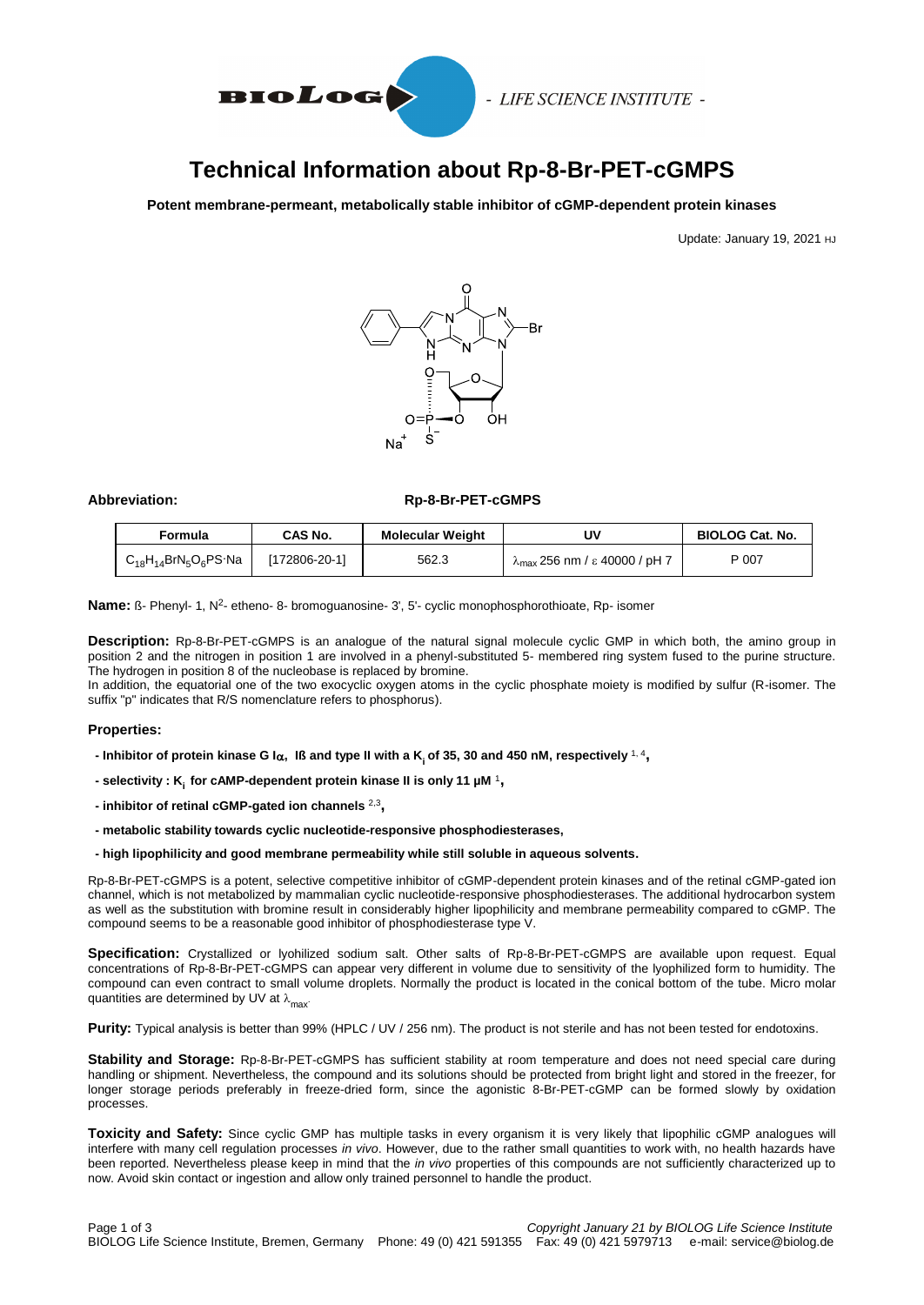# Technical Information about Rp-8-Br-PET-cGMPS

**Potent membrane-permeant, metabolically stable inhibitor of cGMP-dependent protein kinases**

Update: January 19, 2021 HJ

**Abbreviation:** **Rp-8-Br-PET-cGMPS**

| Formula | CAS No. | Molecular Weight | UV | BIOLOG Cat. No. |
|---|---|---|---|---|
| $C_{18}H_{14}BrN_5O_6PS{\cdot}Na$ | [172806-20-1] | 562.3 | $\lambda_{max}$ 256 nm / ε 40000 / pH 7 | P 007 |

**Name:** ß- Phenyl- 1, $N^2$- etheno- 8- bromoguanosine- 3', 5'- cyclic monophosphorothioate, Rp- isomer

**Description:** Rp-8-Br-PET-cGMPS is an analogue of the natural signal molecule cyclic GMP in which both, the amino group in position 2 and the nitrogen in position 1 are involved in a phenyl-substituted 5- membered ring system fused to the purine structure. The hydrogen in position 8 of the nucleobase is replaced by bromine.
In addition, the equatorial one of the two exocyclic oxygen atoms in the cyclic phosphate moiety is modified by sulfur (R-isomer. The suffix "p" indicates that R/S nomenclature refers to phosphorus).

**Properties:**

- **Inhibitor of protein kinase G Iα, Iß and type II with a $K_i$ of 35, 30 and 450 nM, respectively** [1, 4]**,**
- **selectivity : $K_i$ for cAMP-dependent protein kinase II is only 11 µM** [1]**,**
- **inhibitor of retinal cGMP-gated ion channels** [2,3]**,**
- **metabolic stability towards cyclic nucleotide-responsive phosphodiesterases,**
- **high lipophilicity and good membrane permeability while still soluble in aqueous solvents.**

Rp-8-Br-PET-cGMPS is a potent, selective competitive inhibitor of cGMP-dependent protein kinases and of the retinal cGMP-gated ion channel, which is not metabolized by mammalian cyclic nucleotide-responsive phosphodiesterases. The additional hydrocarbon system as well as the substitution with bromine result in considerably higher lipophilicity and membrane permeability compared to cGMP. The compound seems to be a reasonable good inhibitor of phosphodiesterase type V.

**Specification:** Crystallized or lyohilized sodium salt. Other salts of Rp-8-Br-PET-cGMPS are available upon request. Equal concentrations of Rp-8-Br-PET-cGMPS can appear very different in volume due to sensitivity of the lyophilized form to humidity. The compound can even contract to small volume droplets. Normally the product is located in the conical bottom of the tube. Micro molar quantities are determined by UV at $\lambda_{max}$.

**Purity:** Typical analysis is better than 99% (HPLC / UV / 256 nm). The product is not sterile and has not been tested for endotoxins.

**Stability and Storage:** Rp-8-Br-PET-cGMPS has sufficient stability at room temperature and does not need special care during handling or shipment. Nevertheless, the compound and its solutions should be protected from bright light and stored in the freezer, for longer storage periods preferably in freeze-dried form, since the agonistic 8-Br-PET-cGMP can be formed slowly by oxidation processes.

**Toxicity and Safety:** Since cyclic GMP has multiple tasks in every organism it is very likely that lipophilic cGMP analogues will interfere with many cell regulation processes *in vivo*. However, due to the rather small quantities to work with, no health hazards have been reported. Nevertheless please keep in mind that the *in vivo* properties of this compounds are not sufficiently characterized up to now. Avoid skin contact or ingestion and allow only trained personnel to handle the product.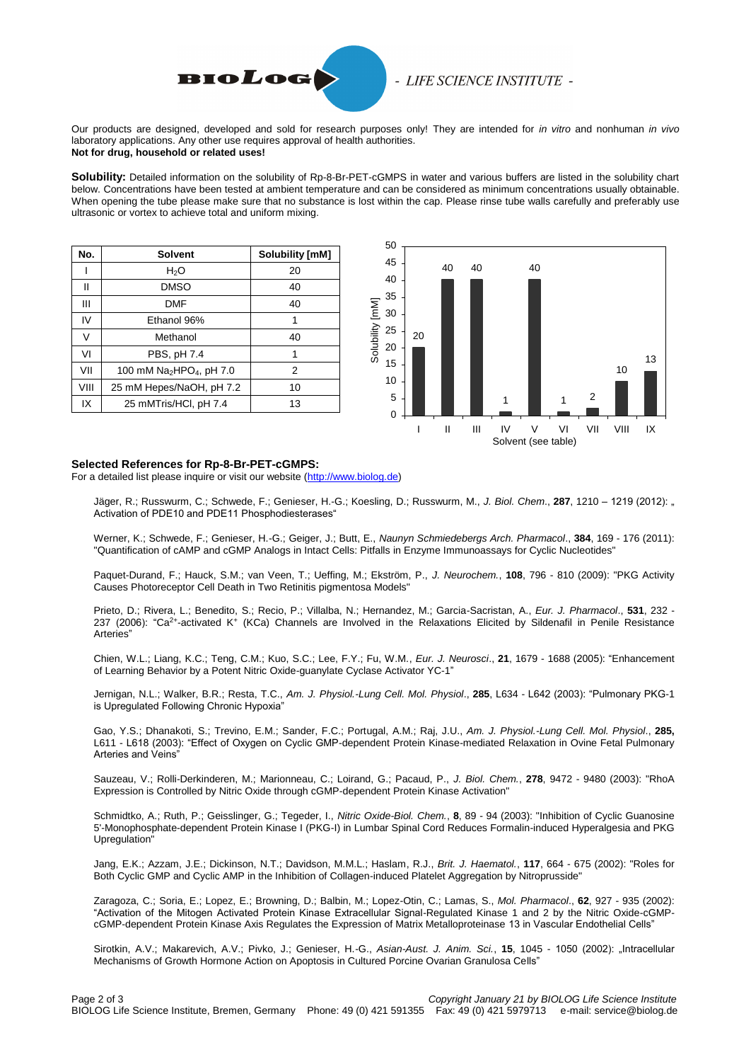Our products are designed, developed and sold for research purposes only! They are intended for *in vitro* and nonhuman *in vivo* laboratory applications. Any other use requires approval of health authorities.
**Not for drug, household or related uses!**

**Solubility:** Detailed information on the solubility of Rp-8-Br-PET-cGMPS in water and various buffers are listed in the solubility chart below. Concentrations have been tested at ambient temperature and can be considered as minimum concentrations usually obtainable. When opening the tube please make sure that no substance is lost within the cap. Please rinse tube walls carefully and preferably use ultrasonic or vortex to achieve total and uniform mixing.

| No. | Solvent | Solubility [mM] |
|---|---|---|
| I | $H_2O$ | 20 |
| II | DMSO | 40 |
| III | DMF | 40 |
| IV | Ethanol 96% | 1 |
| V | Methanol | 40 |
| VI | PBS, pH 7.4 | 1 |
| VII | 100 mM $Na_2HPO_4$, pH 7.0 | 2 |
| VIII | 25 mM Hepes/NaOH, pH 7.2 | 10 |
| IX | 25 mMTris/HCl, pH 7.4 | 13 |

## Selected References for Rp-8-Br-PET-cGMPS:

For a detailed list please inquire or visit our website (http://www.biolog.de)

Jäger, R.; Russwurm, C.; Schwede, F.; Genieser, H.-G.; Koesling, D.; Russwurm, M., *J. Biol. Chem*., **287**, 1210 – 1219 (2012): „ Activation of PDE10 and PDE11 Phosphodiesterases"

Werner, K.; Schwede, F.; Genieser, H.-G.; Geiger, J.; Butt, E., *Naunyn Schmiedebergs Arch. Pharmacol*., **384**, 169 - 176 (2011): "Quantification of cAMP and cGMP Analogs in Intact Cells: Pitfalls in Enzyme Immunoassays for Cyclic Nucleotides"

Paquet-Durand, F.; Hauck, S.M.; van Veen, T.; Ueffing, M.; Ekström, P., *J. Neurochem.*, **108**, 796 - 810 (2009): "PKG Activity Causes Photoreceptor Cell Death in Two Retinitis pigmentosa Models"

Prieto, D.; Rivera, L.; Benedito, S.; Recio, P.; Villalba, N.; Hernandez, M.; Garcia-Sacristan, A., *Eur. J. Pharmacol*., **531**, 232 - 237 (2006): "$Ca^{2+}$-activated $K^+$ (KCa) Channels are Involved in the Relaxations Elicited by Sildenafil in Penile Resistance Arteries"

Chien, W.L.; Liang, K.C.; Teng, C.M.; Kuo, S.C.; Lee, F.Y.; Fu, W.M., *Eur. J. Neurosci*., **21**, 1679 - 1688 (2005): "Enhancement of Learning Behavior by a Potent Nitric Oxide-guanylate Cyclase Activator YC-1"

Jernigan, N.L.; Walker, B.R.; Resta, T.C., *Am. J. Physiol.-Lung Cell. Mol. Physiol*., **285**, L634 - L642 (2003): "Pulmonary PKG-1 is Upregulated Following Chronic Hypoxia"

Gao, Y.S.; Dhanakoti, S.; Trevino, E.M.; Sander, F.C.; Portugal, A.M.; Raj, J.U., *Am. J. Physiol.-Lung Cell. Mol. Physiol*., **285,** L611 - L618 (2003): "Effect of Oxygen on Cyclic GMP-dependent Protein Kinase-mediated Relaxation in Ovine Fetal Pulmonary Arteries and Veins"

Sauzeau, V.; Rolli-Derkinderen, M.; Marionneau, C.; Loirand, G.; Pacaud, P., *J. Biol. Chem.*, **278**, 9472 - 9480 (2003): "RhoA Expression is Controlled by Nitric Oxide through cGMP-dependent Protein Kinase Activation"

Schmidtko, A.; Ruth, P.; Geisslinger, G.; Tegeder, I., *Nitric Oxide-Biol. Chem.*, **8**, 89 - 94 (2003): "Inhibition of Cyclic Guanosine 5'-Monophosphate-dependent Protein Kinase I (PKG-I) in Lumbar Spinal Cord Reduces Formalin-induced Hyperalgesia and PKG Upregulation"

Jang, E.K.; Azzam, J.E.; Dickinson, N.T.; Davidson, M.M.L.; Haslam, R.J., *Brit. J. Haematol.*, **117**, 664 - 675 (2002): "Roles for Both Cyclic GMP and Cyclic AMP in the Inhibition of Collagen-induced Platelet Aggregation by Nitroprusside"

Zaragoza, C.; Soria, E.; Lopez, E.; Browning, D.; Balbin, M.; Lopez-Otin, C.; Lamas, S., *Mol. Pharmacol*., **62**, 927 - 935 (2002): "Activation of the Mitogen Activated Protein Kinase Extracellular Signal-Regulated Kinase 1 and 2 by the Nitric Oxide-cGMP-cGMP-dependent Protein Kinase Axis Regulates the Expression of Matrix Metalloproteinase 13 in Vascular Endothelial Cells"

Sirotkin, A.V.; Makarevich, A.V.; Pivko, J.; Genieser, H.-G., *Asian-Aust. J. Anim. Sci.*, **15**, 1045 - 1050 (2002): „Intracellular Mechanisms of Growth Hormone Action on Apoptosis in Cultured Porcine Ovarian Granulosa Cells"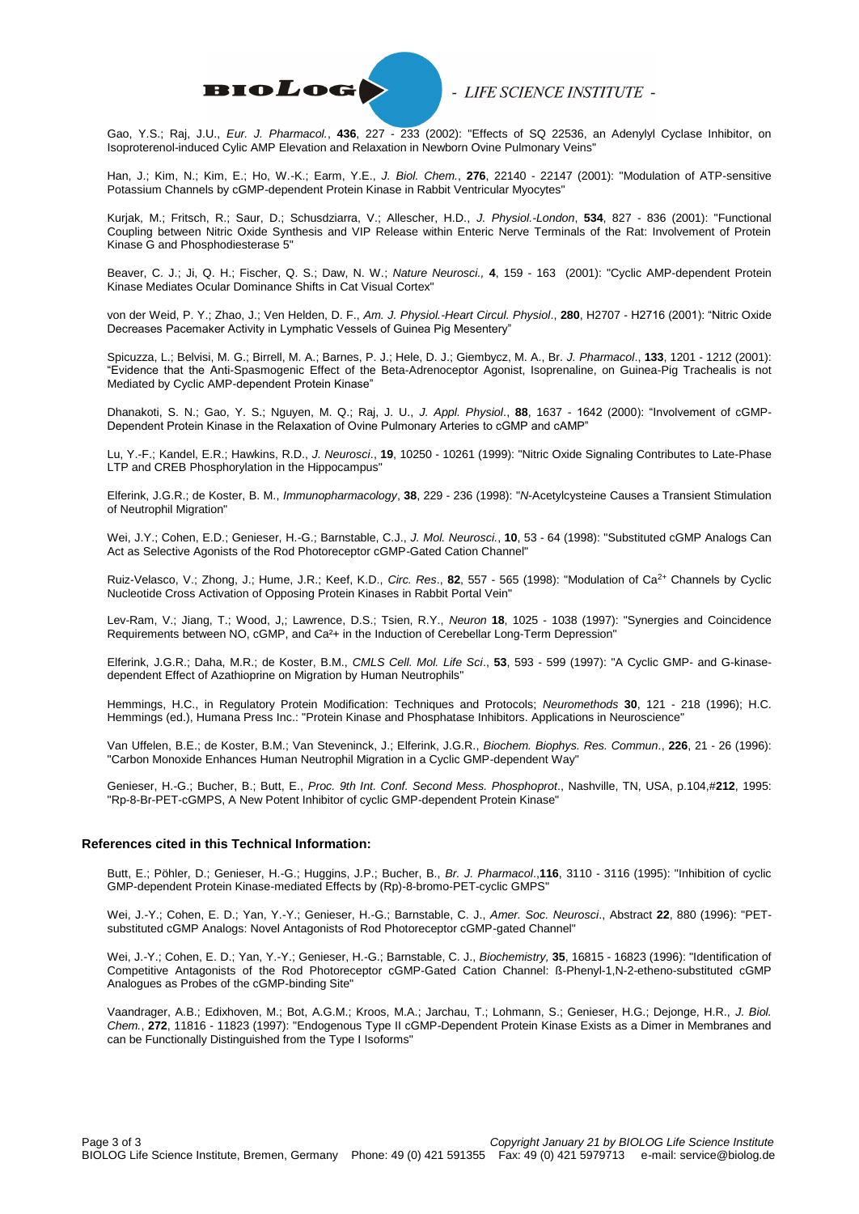Gao, Y.S.; Raj, J.U., *Eur. J. Pharmacol.*, **436**, 227 - 233 (2002): "Effects of SQ 22536, an Adenylyl Cyclase Inhibitor, on Isoproterenol-induced Cylic AMP Elevation and Relaxation in Newborn Ovine Pulmonary Veins"

Han, J.; Kim, N.; Kim, E.; Ho, W.-K.; Earm, Y.E., *J. Biol. Chem.*, **276**, 22140 - 22147 (2001): "Modulation of ATP-sensitive Potassium Channels by cGMP-dependent Protein Kinase in Rabbit Ventricular Myocytes"

Kurjak, M.; Fritsch, R.; Saur, D.; Schusdziarra, V.; Allescher, H.D., *J. Physiol.-London*, **534**, 827 - 836 (2001): "Functional Coupling between Nitric Oxide Synthesis and VIP Release within Enteric Nerve Terminals of the Rat: Involvement of Protein Kinase G and Phosphodiesterase 5"

Beaver, C. J.; Ji, Q. H.; Fischer, Q. S.; Daw, N. W.; *Nature Neurosci.,* **4**, 159 - 163 (2001): "Cyclic AMP-dependent Protein Kinase Mediates Ocular Dominance Shifts in Cat Visual Cortex"

von der Weid, P. Y.; Zhao, J.; Ven Helden, D. F., *Am. J. Physiol.-Heart Circul. Physiol*., **280**, H2707 - H2716 (2001): "Nitric Oxide Decreases Pacemaker Activity in Lymphatic Vessels of Guinea Pig Mesentery"

Spicuzza, L.; Belvisi, M. G.; Birrell, M. A.; Barnes, P. J.; Hele, D. J.; Giembycz, M. A., Br. *J. Pharmacol*., **133**, 1201 - 1212 (2001): "Evidence that the Anti-Spasmogenic Effect of the Beta-Adrenoceptor Agonist, Isoprenaline, on Guinea-Pig Trachealis is not Mediated by Cyclic AMP-dependent Protein Kinase"

Dhanakoti, S. N.; Gao, Y. S.; Nguyen, M. Q.; Raj, J. U., *J. Appl. Physiol*., **88**, 1637 - 1642 (2000): "Involvement of cGMP-Dependent Protein Kinase in the Relaxation of Ovine Pulmonary Arteries to cGMP and cAMP"

Lu, Y.-F.; Kandel, E.R.; Hawkins, R.D., *J. Neurosci*., **19**, 10250 - 10261 (1999): "Nitric Oxide Signaling Contributes to Late-Phase LTP and CREB Phosphorylation in the Hippocampus"

Elferink, J.G.R.; de Koster, B. M., *Immunopharmacology*, **38**, 229 - 236 (1998): "*N*-Acetylcysteine Causes a Transient Stimulation of Neutrophil Migration"

Wei, J.Y.; Cohen, E.D.; Genieser, H.-G.; Barnstable, C.J., *J. Mol. Neurosci.*, **10**, 53 - 64 (1998): "Substituted cGMP Analogs Can Act as Selective Agonists of the Rod Photoreceptor cGMP-Gated Cation Channel"

Ruiz-Velasco, V.; Zhong, J.; Hume, J.R.; Keef, K.D., *Circ. Res*., **82**, 557 - 565 (1998): "Modulation of $Ca^{2+}$ Channels by Cyclic Nucleotide Cross Activation of Opposing Protein Kinases in Rabbit Portal Vein"

Lev-Ram, V.; Jiang, T.; Wood, J,; Lawrence, D.S.; Tsien, R.Y., *Neuron* **18**, 1025 - 1038 (1997): "Synergies and Coincidence Requirements between NO, cGMP, and $Ca^{2+}$ in the Induction of Cerebellar Long-Term Depression"

Elferink, J.G.R.; Daha, M.R.; de Koster, B.M., *CMLS Cell. Mol. Life Sci*., **53**, 593 - 599 (1997): "A Cyclic GMP- and G-kinase-dependent Effect of Azathioprine on Migration by Human Neutrophils"

Hemmings, H.C., in Regulatory Protein Modification: Techniques and Protocols; *Neuromethods* **30**, 121 - 218 (1996); H.C. Hemmings (ed.), Humana Press Inc.: "Protein Kinase and Phosphatase Inhibitors. Applications in Neuroscience"

Van Uffelen, B.E.; de Koster, B.M.; Van Steveninck, J.; Elferink, J.G.R., *Biochem. Biophys. Res. Commun*., **226**, 21 - 26 (1996): "Carbon Monoxide Enhances Human Neutrophil Migration in a Cyclic GMP-dependent Way"

Genieser, H.-G.; Bucher, B.; Butt, E., *Proc. 9th Int. Conf. Second Mess. Phosphoprot*., Nashville, TN, USA, p.104,#**212**, 1995: "Rp-8-Br-PET-cGMPS, A New Potent Inhibitor of cyclic GMP-dependent Protein Kinase"

### References cited in this Technical Information:

Butt, E.; Pöhler, D.; Genieser, H.-G.; Huggins, J.P.; Bucher, B., *Br. J. Pharmacol*.,**116**, 3110 - 3116 (1995): "Inhibition of cyclic GMP-dependent Protein Kinase-mediated Effects by (Rp)-8-bromo-PET-cyclic GMPS"

Wei, J.-Y.; Cohen, E. D.; Yan, Y.-Y.; Genieser, H.-G.; Barnstable, C. J., *Amer. Soc. Neurosci*., Abstract **22**, 880 (1996): "PET-substituted cGMP Analogs: Novel Antagonists of Rod Photoreceptor cGMP-gated Channel"

Wei, J.-Y.; Cohen, E. D.; Yan, Y.-Y.; Genieser, H.-G.; Barnstable, C. J., *Biochemistry,* **35**, 16815 - 16823 (1996): "Identification of Competitive Antagonists of the Rod Photoreceptor cGMP-Gated Cation Channel: ß-Phenyl-1,N-2-etheno-substituted cGMP Analogues as Probes of the cGMP-binding Site"

Vaandrager, A.B.; Edixhoven, M.; Bot, A.G.M.; Kroos, M.A.; Jarchau, T.; Lohmann, S.; Genieser, H.G.; Dejonge, H.R., *J. Biol. Chem.*, **272**, 11816 - 11823 (1997): "Endogenous Type II cGMP-Dependent Protein Kinase Exists as a Dimer in Membranes and can be Functionally Distinguished from the Type I Isoforms"